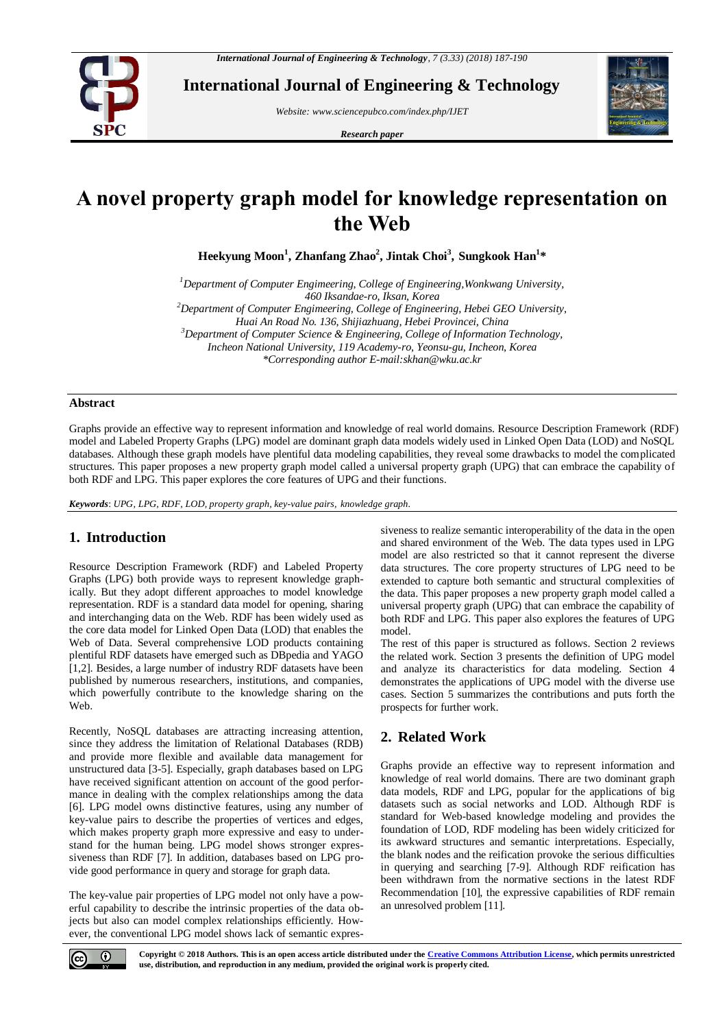# A novel property graph model for knowledge representation on the Web

**Heekyung Moon[1], Zhanfang Zhao[2], Jintak Choi[3], Sungkook Han[1]\***

*[1]Department of Computer Engimeering, College of Engineering,Wonkwang University, 460 Iksandae-ro, Iksan, Korea*
*[2]Department of Computer Engimeering, College of Engineering, Hebei GEO University, Huai An Road No. 136, Shijiazhuang, Hebei Provincei, China*
*[3]Department of Computer Science & Engineering, College of Information Technology, Incheon National University, 119 Academy-ro, Yeonsu-gu, Incheon, Korea*
*\*Corresponding author E-mail:skhan@wku.ac.kr*

## Abstract

Graphs provide an effective way to represent information and knowledge of real world domains. Resource Description Framework (RDF) model and Labeled Property Graphs (LPG) model are dominant graph data models widely used in Linked Open Data (LOD) and NoSQL databases. Although these graph models have plentiful data modeling capabilities, they reveal some drawbacks to model the complicated structures. This paper proposes a new property graph model called a universal property graph (UPG) that can embrace the capability of both RDF and LPG. This paper explores the core features of UPG and their functions.

***Keywords***: *UPG, LPG, RDF, LOD, property graph, key-value pairs, knowledge graph.*

## 1. Introduction

Resource Description Framework (RDF) and Labeled Property Graphs (LPG) both provide ways to represent knowledge graphically. But they adopt different approaches to model knowledge representation. RDF is a standard data model for opening, sharing and interchanging data on the Web. RDF has been widely used as the core data model for Linked Open Data (LOD) that enables the Web of Data. Several comprehensive LOD products containing plentiful RDF datasets have emerged such as DBpedia and YAGO [1,2]. Besides, a large number of industry RDF datasets have been published by numerous researchers, institutions, and companies, which powerfully contribute to the knowledge sharing on the Web.

Recently, NoSQL databases are attracting increasing attention, since they address the limitation of Relational Databases (RDB) and provide more flexible and available data management for unstructured data [3-5]. Especially, graph databases based on LPG have received significant attention on account of the good performance in dealing with the complex relationships among the data [6]. LPG model owns distinctive features, using any number of key-value pairs to describe the properties of vertices and edges, which makes property graph more expressive and easy to understand for the human being. LPG model shows stronger expressiveness than RDF [7]. In addition, databases based on LPG provide good performance in query and storage for graph data.

The key-value pair properties of LPG model not only have a powerful capability to describe the intrinsic properties of the data objects but also can model complex relationships efficiently. However, the conventional LPG model shows lack of semantic expressiveness to realize semantic interoperability of the data in the open and shared environment of the Web. The data types used in LPG model are also restricted so that it cannot represent the diverse data structures. The core property structures of LPG need to be extended to capture both semantic and structural complexities of the data. This paper proposes a new property graph model called a universal property graph (UPG) that can embrace the capability of both RDF and LPG. This paper also explores the features of UPG model.

The rest of this paper is structured as follows. Section 2 reviews the related work. Section 3 presents the definition of UPG model and analyze its characteristics for data modeling. Section 4 demonstrates the applications of UPG model with the diverse use cases. Section 5 summarizes the contributions and puts forth the prospects for further work.

## 2. Related Work

Graphs provide an effective way to represent information and knowledge of real world domains. There are two dominant graph data models, RDF and LPG, popular for the applications of big datasets such as social networks and LOD. Although RDF is standard for Web-based knowledge modeling and provides the foundation of LOD, RDF modeling has been widely criticized for its awkward structures and semantic interpretations. Especially, the blank nodes and the reification provoke the serious difficulties in querying and searching [7-9]. Although RDF reification has been withdrawn from the normative sections in the latest RDF Recommendation [10], the expressive capabilities of RDF remain an unresolved problem [11].

**Copyright © 2018 Authors. This is an open access article distributed under the Creative Commons Attribution License, which permits unrestricted use, distribution, and reproduction in any medium, provided the original work is properly cited.**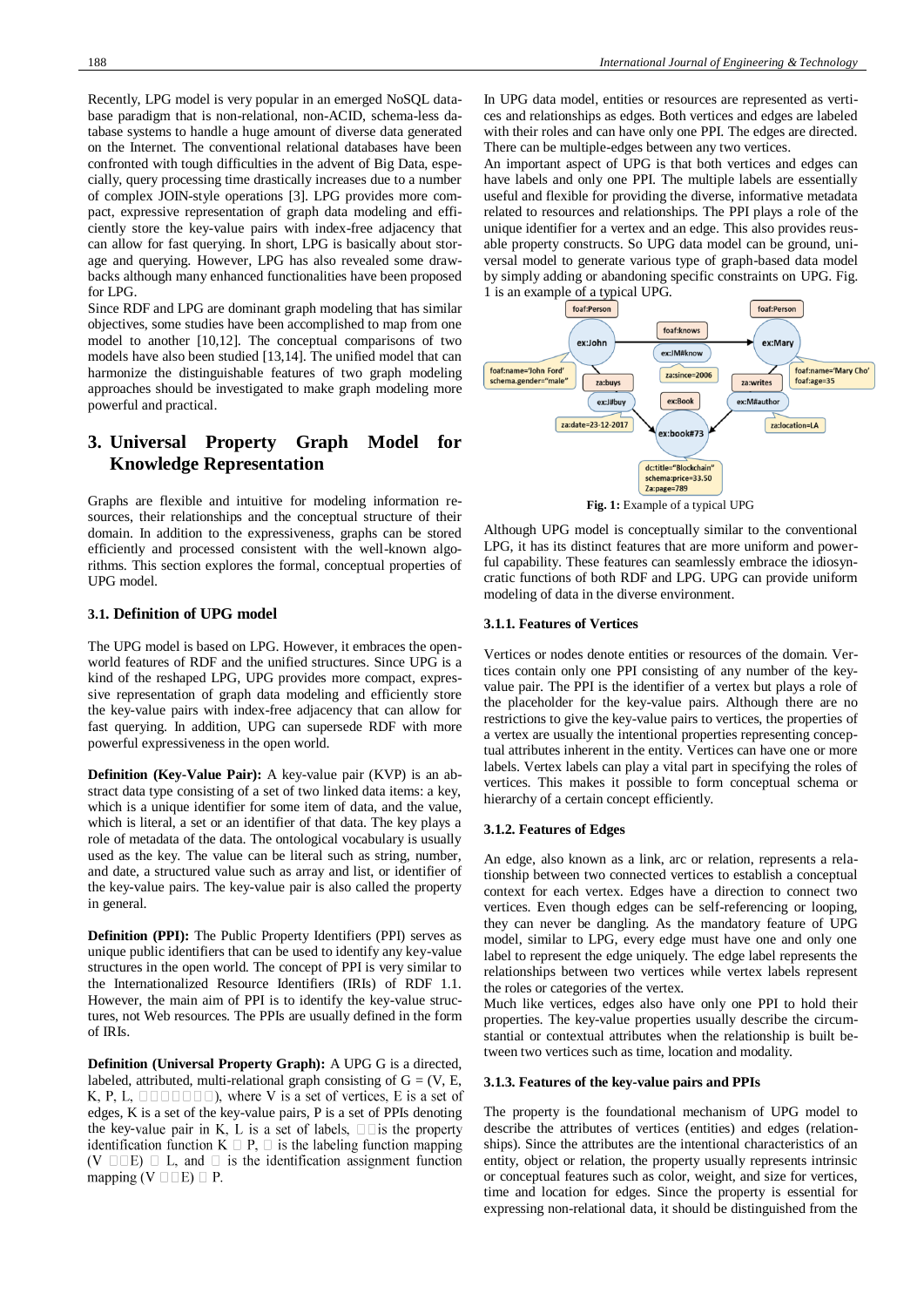Recently, LPG model is very popular in an emerged NoSQL database paradigm that is non-relational, non-ACID, schema-less database systems to handle a huge amount of diverse data generated on the Internet. The conventional relational databases have been confronted with tough difficulties in the advent of Big Data, especially, query processing time drastically increases due to a number of complex JOIN-style operations [3]. LPG provides more compact, expressive representation of graph data modeling and efficiently store the key-value pairs with index-free adjacency that can allow for fast querying. In short, LPG is basically about storage and querying. However, LPG has also revealed some drawbacks although many enhanced functionalities have been proposed for LPG.

Since RDF and LPG are dominant graph modeling that has similar objectives, some studies have been accomplished to map from one model to another [10,12]. The conceptual comparisons of two models have also been studied [13,14]. The unified model that can harmonize the distinguishable features of two graph modeling approaches should be investigated to make graph modeling more powerful and practical.

# 3. Universal Property Graph Model for Knowledge Representation

Graphs are flexible and intuitive for modeling information resources, their relationships and the conceptual structure of their domain. In addition to the expressiveness, graphs can be stored efficiently and processed consistent with the well-known algorithms. This section explores the formal, conceptual properties of UPG model.

## 3.1. Definition of UPG model

The UPG model is based on LPG. However, it embraces the open-world features of RDF and the unified structures. Since UPG is a kind of the reshaped LPG, UPG provides more compact, expressive representation of graph data modeling and efficiently store the key-value pairs with index-free adjacency that can allow for fast querying. In addition, UPG can supersede RDF with more powerful expressiveness in the open world.

**Definition (Key-Value Pair):** A key-value pair (KVP) is an abstract data type consisting of a set of two linked data items: a key, which is a unique identifier for some item of data, and the value, which is literal, a set or an identifier of that data. The key plays a role of metadata of the data. The ontological vocabulary is usually used as the key. The value can be literal such as string, number, and date, a structured value such as array and list, or identifier of the key-value pairs. The key-value pair is also called the property in general.

**Definition (PPI):** The Public Property Identifiers (PPI) serves as unique public identifiers that can be used to identify any key-value structures in the open world. The concept of PPI is very similar to the Internationalized Resource Identifiers (IRIs) of RDF 1.1. However, the main aim of PPI is to identify the key-value structures, not Web resources. The PPIs are usually defined in the form of IRIs.

**Definition (Universal Property Graph):** A UPG G is a directed, labeled, attributed, multi-relational graph consisting of G = (V, E, K, P, L, □□□□□□□), where V is a set of vertices, E is a set of edges, K is a set of the key-value pairs, P is a set of PPIs denoting the key-value pair in K, L is a set of labels, □□is the property identification function K □ P, □ is the labeling function mapping (V □□E) □ L, and □ is the identification assignment function mapping (V □□E) □ P.

In UPG data model, entities or resources are represented as vertices and relationships as edges. Both vertices and edges are labeled with their roles and can have only one PPI. The edges are directed. There can be multiple-edges between any two vertices.

An important aspect of UPG is that both vertices and edges can have labels and only one PPI. The multiple labels are essentially useful and flexible for providing the diverse, informative metadata related to resources and relationships. The PPI plays a role of the unique identifier for a vertex and an edge. This also provides reusable property constructs. So UPG data model can be ground, universal model to generate various type of graph-based data model by simply adding or abandoning specific constraints on UPG. Fig. 1 is an example of a typical UPG.

foaf:Person
ex:John
foaf:name='John Ford'
schema.gender="male"
foaf:knows
ex:JM#know
za:since=2006
foaf:Person
ex:Mary
foaf:name='Mary Cho'
foaf:age=35
za:buys
ex:J#buy
za:date=23-12-2017
ex:Book
ex:book#73
dc:title="Blockchain"
schema:price=33.50
Za:page=789
za:writes
ex:M#author
za:location=LA

**Fig. 1:** Example of a typical UPG

Although UPG model is conceptually similar to the conventional LPG, it has its distinct features that are more uniform and powerful capability. These features can seamlessly embrace the idiosyncratic functions of both RDF and LPG. UPG can provide uniform modeling of data in the diverse environment.

### 3.1.1. Features of Vertices

Vertices or nodes denote entities or resources of the domain. Vertices contain only one PPI consisting of any number of the key-value pair. The PPI is the identifier of a vertex but plays a role of the placeholder for the key-value pairs. Although there are no restrictions to give the key-value pairs to vertices, the properties of a vertex are usually the intentional properties representing conceptual attributes inherent in the entity. Vertices can have one or more labels. Vertex labels can play a vital part in specifying the roles of vertices. This makes it possible to form conceptual schema or hierarchy of a certain concept efficiently.

### 3.1.2. Features of Edges

An edge, also known as a link, arc or relation, represents a relationship between two connected vertices to establish a conceptual context for each vertex. Edges have a direction to connect two vertices. Even though edges can be self-referencing or looping, they can never be dangling. As the mandatory feature of UPG model, similar to LPG, every edge must have one and only one label to represent the edge uniquely. The edge label represents the relationships between two vertices while vertex labels represent the roles or categories of the vertex.

Much like vertices, edges also have only one PPI to hold their properties. The key-value properties usually describe the circumstantial or contextual attributes when the relationship is built between two vertices such as time, location and modality.

### 3.1.3. Features of the key-value pairs and PPIs

The property is the foundational mechanism of UPG model to describe the attributes of vertices (entities) and edges (relationships). Since the attributes are the intentional characteristics of an entity, object or relation, the property usually represents intrinsic or conceptual features such as color, weight, and size for vertices, time and location for edges. Since the property is essential for expressing non-relational data, it should be distinguished from the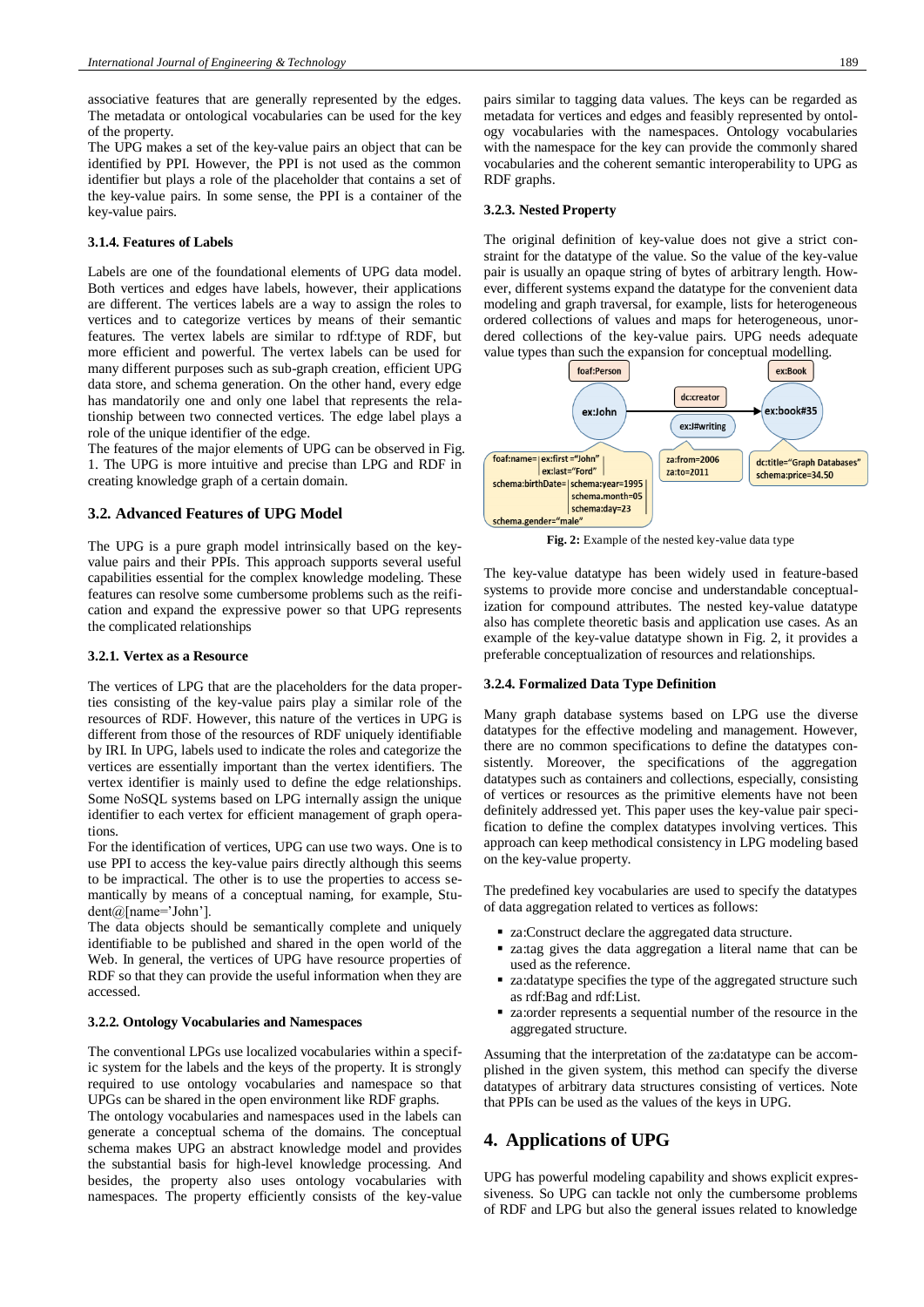associative features that are generally represented by the edges. The metadata or ontological vocabularies can be used for the key of the property.

The UPG makes a set of the key-value pairs an object that can be identified by PPI. However, the PPI is not used as the common identifier but plays a role of the placeholder that contains a set of the key-value pairs. In some sense, the PPI is a container of the key-value pairs.

### 3.1.4. Features of Labels

Labels are one of the foundational elements of UPG data model. Both vertices and edges have labels, however, their applications are different. The vertices labels are a way to assign the roles to vertices and to categorize vertices by means of their semantic features. The vertex labels are similar to rdf:type of RDF, but more efficient and powerful. The vertex labels can be used for many different purposes such as sub-graph creation, efficient UPG data store, and schema generation. On the other hand, every edge has mandatorily one and only one label that represents the relationship between two connected vertices. The edge label plays a role of the unique identifier of the edge.

The features of the major elements of UPG can be observed in Fig. 1. The UPG is more intuitive and precise than LPG and RDF in creating knowledge graph of a certain domain.

## 3.2. Advanced Features of UPG Model

The UPG is a pure graph model intrinsically based on the key-value pairs and their PPIs. This approach supports several useful capabilities essential for the complex knowledge modeling. These features can resolve some cumbersome problems such as the reification and expand the expressive power so that UPG represents the complicated relationships

### 3.2.1. Vertex as a Resource

The vertices of LPG that are the placeholders for the data properties consisting of the key-value pairs play a similar role of the resources of RDF. However, this nature of the vertices in UPG is different from those of the resources of RDF uniquely identifiable by IRI. In UPG, labels used to indicate the roles and categorize the vertices are essentially important than the vertex identifiers. The vertex identifier is mainly used to define the edge relationships. Some NoSQL systems based on LPG internally assign the unique identifier to each vertex for efficient management of graph operations.

For the identification of vertices, UPG can use two ways. One is to use PPI to access the key-value pairs directly although this seems to be impractical. The other is to use the properties to access semantically by means of a conceptual naming, for example, Student@[name='John'].

The data objects should be semantically complete and uniquely identifiable to be published and shared in the open world of the Web. In general, the vertices of UPG have resource properties of RDF so that they can provide the useful information when they are accessed.

### 3.2.2. Ontology Vocabularies and Namespaces

The conventional LPGs use localized vocabularies within a specific system for the labels and the keys of the property. It is strongly required to use ontology vocabularies and namespace so that UPGs can be shared in the open environment like RDF graphs.

The ontology vocabularies and namespaces used in the labels can generate a conceptual schema of the domains. The conceptual schema makes UPG an abstract knowledge model and provides the substantial basis for high-level knowledge processing. And besides, the property also uses ontology vocabularies with namespaces. The property efficiently consists of the key-value pairs similar to tagging data values. The keys can be regarded as metadata for vertices and edges and feasibly represented by ontology vocabularies with the namespaces. Ontology vocabularies with the namespace for the key can provide the commonly shared vocabularies and the coherent semantic interoperability to UPG as RDF graphs.

### 3.2.3. Nested Property

The original definition of key-value does not give a strict constraint for the datatype of the value. So the value of the key-value pair is usually an opaque string of bytes of arbitrary length. However, different systems expand the datatype for the convenient data modeling and graph traversal, for example, lists for heterogeneous ordered collections of values and maps for heterogeneous, unordered collections of the key-value pairs. UPG needs adequate value types than such the expansion for conceptual modelling.

foaf:Person
ex:Book
dc:creator
ex:John
ex:book#35
ex:J#writing
foaf:name= ex:first ="John"
ex:last="Ford"
schema:birthDate= schema:year=1995
schema.month=05
schema:day=23
schema.gender="male"
za:from=2006
za:to=2011
dc:title="Graph Databases"
schema:price=34.50

**Fig. 2:** Example of the nested key-value data type

The key-value datatype has been widely used in feature-based systems to provide more concise and understandable conceptualization for compound attributes. The nested key-value datatype also has complete theoretic basis and application use cases. As an example of the key-value datatype shown in Fig. 2, it provides a preferable conceptualization of resources and relationships.

### 3.2.4. Formalized Data Type Definition

Many graph database systems based on LPG use the diverse datatypes for the effective modeling and management. However, there are no common specifications to define the datatypes consistently. Moreover, the specifications of the aggregation datatypes such as containers and collections, especially, consisting of vertices or resources as the primitive elements have not been definitely addressed yet. This paper uses the key-value pair specification to define the complex datatypes involving vertices. This approach can keep methodical consistency in LPG modeling based on the key-value property.

The predefined key vocabularies are used to specify the datatypes of data aggregation related to vertices as follows:

- za:Construct declare the aggregated data structure.
- za:tag gives the data aggregation a literal name that can be used as the reference.
- za:datatype specifies the type of the aggregated structure such as rdf:Bag and rdf:List.
- za:order represents a sequential number of the resource in the aggregated structure.

Assuming that the interpretation of the za:datatype can be accomplished in the given system, this method can specify the diverse datatypes of arbitrary data structures consisting of vertices. Note that PPIs can be used as the values of the keys in UPG.

# 4. Applications of UPG

UPG has powerful modeling capability and shows explicit expressiveness. So UPG can tackle not only the cumbersome problems of RDF and LPG but also the general issues related to knowledge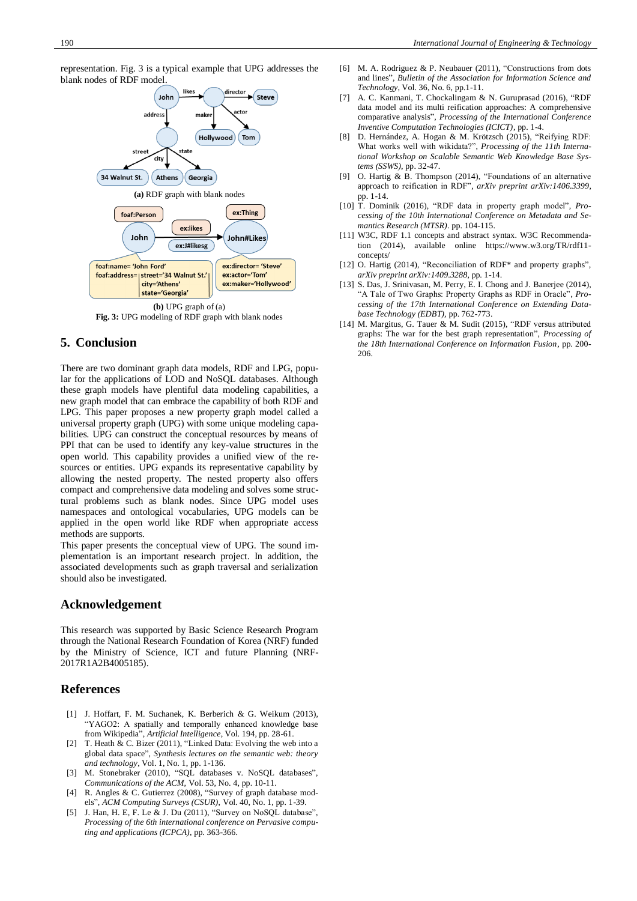representation. Fig. 3 is a typical example that UPG addresses the blank nodes of RDF model.

John
likes
director
Steve
address
maker
actor
Hollywood
Tom
street
city
state
34 Walnut St.
Athens
Georgia

**(a)** RDF graph with blank nodes

foaf:Person
ex:Thing
ex:likes
John
John#Likes
ex:J#likesg
foaf:name= 'John Ford'
foaf:address= street='34 Walnut St.' city='Athens' state='Georgia'
ex:director= 'Steve'
ex:actor='Tom'
ex:maker='Hollywood'

**(b)** UPG graph of (a)

**Fig. 3:** UPG modeling of RDF graph with blank nodes

## 5. Conclusion

There are two dominant graph data models, RDF and LPG, popular for the applications of LOD and NoSQL databases. Although these graph models have plentiful data modeling capabilities, a new graph model that can embrace the capability of both RDF and LPG. This paper proposes a new property graph model called a universal property graph (UPG) with some unique modeling capabilities. UPG can construct the conceptual resources by means of PPI that can be used to identify any key-value structures in the open world. This capability provides a unified view of the resources or entities. UPG expands its representative capability by allowing the nested property. The nested property also offers compact and comprehensive data modeling and solves some structural problems such as blank nodes. Since UPG model uses namespaces and ontological vocabularies, UPG models can be applied in the open world like RDF when appropriate access methods are supports.

This paper presents the conceptual view of UPG. The sound implementation is an important research project. In addition, the associated developments such as graph traversal and serialization should also be investigated.

## Acknowledgement

This research was supported by Basic Science Research Program through the National Research Foundation of Korea (NRF) funded by the Ministry of Science, ICT and future Planning (NRF-2017R1A2B4005185).

## References

[1] J. Hoffart, F. M. Suchanek, K. Berberich & G. Weikum (2013), "YAGO2: A spatially and temporally enhanced knowledge base from Wikipedia", *Artificial Intelligence*, Vol. 194, pp. 28-61.

[2] T. Heath & C. Bizer (2011), "Linked Data: Evolving the web into a global data space", *Synthesis lectures on the semantic web: theory and technology*, Vol. 1, No. 1, pp. 1-136.

[3] M. Stonebraker (2010), "SQL databases v. NoSQL databases", *Communications of the ACM*, Vol. 53, No. 4, pp. 10-11.

[4] R. Angles & C. Gutierrez (2008), "Survey of graph database models", *ACM Computing Surveys (CSUR)*, Vol. 40, No. 1, pp. 1-39.

[5] J. Han, H. E, F. Le & J. Du (2011), "Survey on NoSQL database", *Processing of the 6th international conference on Pervasive computing and applications (ICPCA)*, pp. 363-366.

[6] M. A. Rodriguez & P. Neubauer (2011), "Constructions from dots and lines", *Bulletin of the Association for Information Science and Technology*, Vol. 36, No. 6, pp.1-11.

[7] A. C. Kanmani, T. Chockalingam & N. Guruprasad (2016), "RDF data model and its multi reification approaches: A comprehensive comparative analysis", *Processing of the International Conference Inventive Computation Technologies (ICICT)*, pp. 1-4.

[8] D. Hernández, A. Hogan & M. Krötzsch (2015), "Reifying RDF: What works well with wikidata?", *Processing of the 11th International Workshop on Scalable Semantic Web Knowledge Base Systems (SSWS)*, pp. 32-47.

[9] O. Hartig & B. Thompson (2014), "Foundations of an alternative approach to reification in RDF", *arXiv preprint arXiv:1406.3399*, pp. 1-14.

[10] T. Dominik (2016), "RDF data in property graph model", *Processing of the 10th International Conference on Metadata and Semantics Research (MTSR)*. pp. 104-115.

[11] W3C, RDF 1.1 concepts and abstract syntax. W3C Recommendation (2014), available online https://www.w3.org/TR/rdf11-concepts/

[12] O. Hartig (2014), "Reconciliation of RDF* and property graphs", *arXiv preprint arXiv:1409.3288*, pp. 1-14.

[13] S. Das, J. Srinivasan, M. Perry, E. I. Chong and J. Banerjee (2014), "A Tale of Two Graphs: Property Graphs as RDF in Oracle", *Processing of the 17th International Conference on Extending Database Technology (EDBT)*, pp. 762-773.

[14] M. Margitus, G. Tauer & M. Sudit (2015), "RDF versus attributed graphs: The war for the best graph representation", *Processing of the 18th International Conference on Information Fusion*, pp. 200-206.